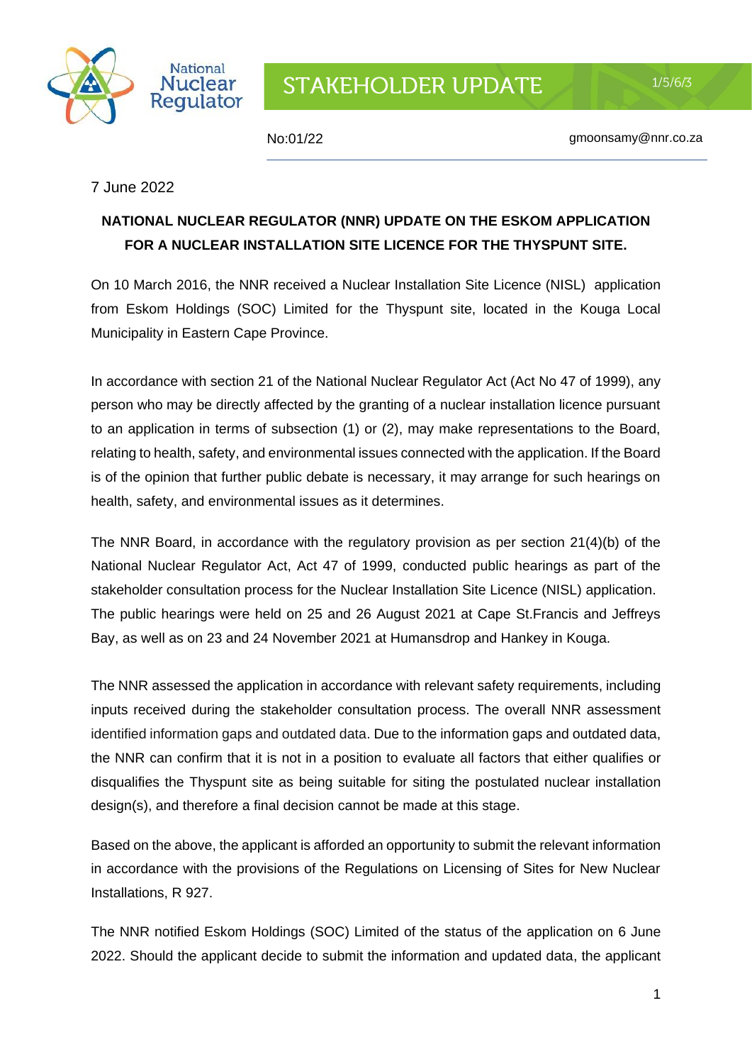National Nuclear Regulator

STAKEHOLDER UPDATE

1/5/6/3

No:01/22

gmoonsamy@nnr.co.za

7 June 2022

**NATIONAL NUCLEAR REGULATOR (NNR) UPDATE ON THE ESKOM APPLICATION FOR A NUCLEAR INSTALLATION SITE LICENCE FOR THE THYSPUNT SITE.**

On 10 March 2016, the NNR received a Nuclear Installation Site Licence (NISL) application from Eskom Holdings (SOC) Limited for the Thyspunt site, located in the Kouga Local Municipality in Eastern Cape Province.

In accordance with section 21 of the National Nuclear Regulator Act (Act No 47 of 1999), any person who may be directly affected by the granting of a nuclear installation licence pursuant to an application in terms of subsection (1) or (2), may make representations to the Board, relating to health, safety, and environmental issues connected with the application. If the Board is of the opinion that further public debate is necessary, it may arrange for such hearings on health, safety, and environmental issues as it determines.

The NNR Board, in accordance with the regulatory provision as per section 21(4)(b) of the National Nuclear Regulator Act, Act 47 of 1999, conducted public hearings as part of the stakeholder consultation process for the Nuclear Installation Site Licence (NISL) application. The public hearings were held on 25 and 26 August 2021 at Cape St.Francis and Jeffreys Bay, as well as on 23 and 24 November 2021 at Humansdrop and Hankey in Kouga.

The NNR assessed the application in accordance with relevant safety requirements, including inputs received during the stakeholder consultation process. The overall NNR assessment identified information gaps and outdated data. Due to the information gaps and outdated data, the NNR can confirm that it is not in a position to evaluate all factors that either qualifies or disqualifies the Thyspunt site as being suitable for siting the postulated nuclear installation design(s), and therefore a final decision cannot be made at this stage.

Based on the above, the applicant is afforded an opportunity to submit the relevant information in accordance with the provisions of the Regulations on Licensing of Sites for New Nuclear Installations, R 927.

The NNR notified Eskom Holdings (SOC) Limited of the status of the application on 6 June 2022. Should the applicant decide to submit the information and updated data, the applicant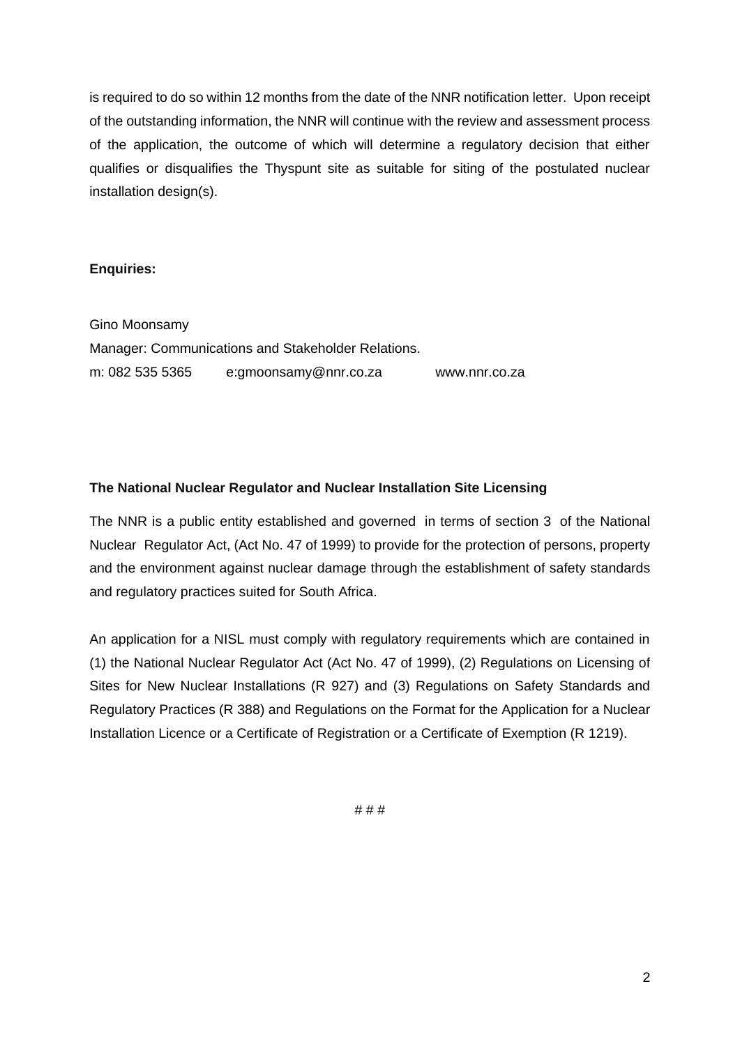is required to do so within 12 months from the date of the NNR notification letter. Upon receipt of the outstanding information, the NNR will continue with the review and assessment process of the application, the outcome of which will determine a regulatory decision that either qualifies or disqualifies the Thyspunt site as suitable for siting of the postulated nuclear installation design(s).

**Enquiries:**

Gino Moonsamy
Manager: Communications and Stakeholder Relations.
m: 082 535 5365 e:gmoonsamy@nnr.co.za www.nnr.co.za

**The National Nuclear Regulator and Nuclear Installation Site Licensing**

The NNR is a public entity established and governed in terms of section 3 of the National Nuclear Regulator Act, (Act No. 47 of 1999) to provide for the protection of persons, property and the environment against nuclear damage through the establishment of safety standards and regulatory practices suited for South Africa.

An application for a NISL must comply with regulatory requirements which are contained in (1) the National Nuclear Regulator Act (Act No. 47 of 1999), (2) Regulations on Licensing of Sites for New Nuclear Installations (R 927) and (3) Regulations on Safety Standards and Regulatory Practices (R 388) and Regulations on the Format for the Application for a Nuclear Installation Licence or a Certificate of Registration or a Certificate of Exemption (R 1219).

# # #